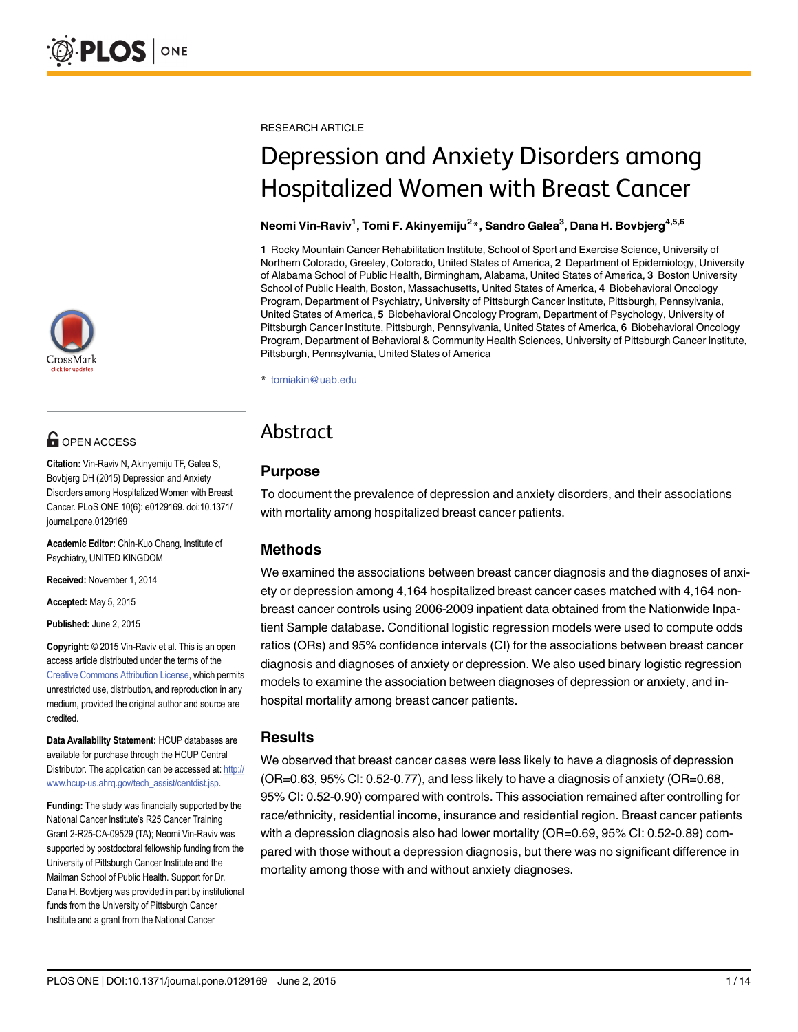RESEARCH ARTICLE

# Depression and Anxiety Disorders among Hospitalized Women with Breast Cancer

**Neomi Vin-Raviv[1], Tomi F. Akinyemiju[2]*, Sandro Galea[3], Dana H. Bovbjerg[4,5,6]**

**1** Rocky Mountain Cancer Rehabilitation Institute, School of Sport and Exercise Science, University of Northern Colorado, Greeley, Colorado, United States of America, **2** Department of Epidemiology, University of Alabama School of Public Health, Birmingham, Alabama, United States of America, **3** Boston University School of Public Health, Boston, Massachusetts, United States of America, **4** Biobehavioral Oncology Program, Department of Psychiatry, University of Pittsburgh Cancer Institute, Pittsburgh, Pennsylvania, United States of America, **5** Biobehavioral Oncology Program, Department of Psychology, University of Pittsburgh Cancer Institute, Pittsburgh, Pennsylvania, United States of America, **6** Biobehavioral Oncology Program, Department of Behavioral & Community Health Sciences, University of Pittsburgh Cancer Institute, Pittsburgh, Pennsylvania, United States of America

* tomiakin@uab.edu

OPEN ACCESS

**Citation:** Vin-Raviv N, Akinyemiju TF, Galea S, Bovbjerg DH (2015) Depression and Anxiety Disorders among Hospitalized Women with Breast Cancer. PLoS ONE 10(6): e0129169. doi:10.1371/journal.pone.0129169

**Academic Editor:** Chin-Kuo Chang, Institute of Psychiatry, UNITED KINGDOM

**Received:** November 1, 2014

**Accepted:** May 5, 2015

**Published:** June 2, 2015

**Copyright:** © 2015 Vin-Raviv et al. This is an open access article distributed under the terms of the Creative Commons Attribution License, which permits unrestricted use, distribution, and reproduction in any medium, provided the original author and source are credited.

**Data Availability Statement:** HCUP databases are available for purchase through the HCUP Central Distributor. The application can be accessed at: http://www.hcup-us.ahrq.gov/tech_assist/centdist.jsp.

**Funding:** The study was financially supported by the National Cancer Institute's R25 Cancer Training Grant 2-R25-CA-09529 (TA); Neomi Vin-Raviv was supported by postdoctoral fellowship funding from the University of Pittsburgh Cancer Institute and the Mailman School of Public Health. Support for Dr. Dana H. Bovbjerg was provided in part by institutional funds from the University of Pittsburgh Cancer Institute and a grant from the National Cancer

## Abstract

### Purpose

To document the prevalence of depression and anxiety disorders, and their associations with mortality among hospitalized breast cancer patients.

### Methods

We examined the associations between breast cancer diagnosis and the diagnoses of anxiety or depression among 4,164 hospitalized breast cancer cases matched with 4,164 non-breast cancer controls using 2006-2009 inpatient data obtained from the Nationwide Inpatient Sample database. Conditional logistic regression models were used to compute odds ratios (ORs) and 95% confidence intervals (CI) for the associations between breast cancer diagnosis and diagnoses of anxiety or depression. We also used binary logistic regression models to examine the association between diagnoses of depression or anxiety, and in-hospital mortality among breast cancer patients.

### Results

We observed that breast cancer cases were less likely to have a diagnosis of depression (OR=0.63, 95% CI: 0.52-0.77), and less likely to have a diagnosis of anxiety (OR=0.68, 95% CI: 0.52-0.90) compared with controls. This association remained after controlling for race/ethnicity, residential income, insurance and residential region. Breast cancer patients with a depression diagnosis also had lower mortality (OR=0.69, 95% CI: 0.52-0.89) compared with those without a depression diagnosis, but there was no significant difference in mortality among those with and without anxiety diagnoses.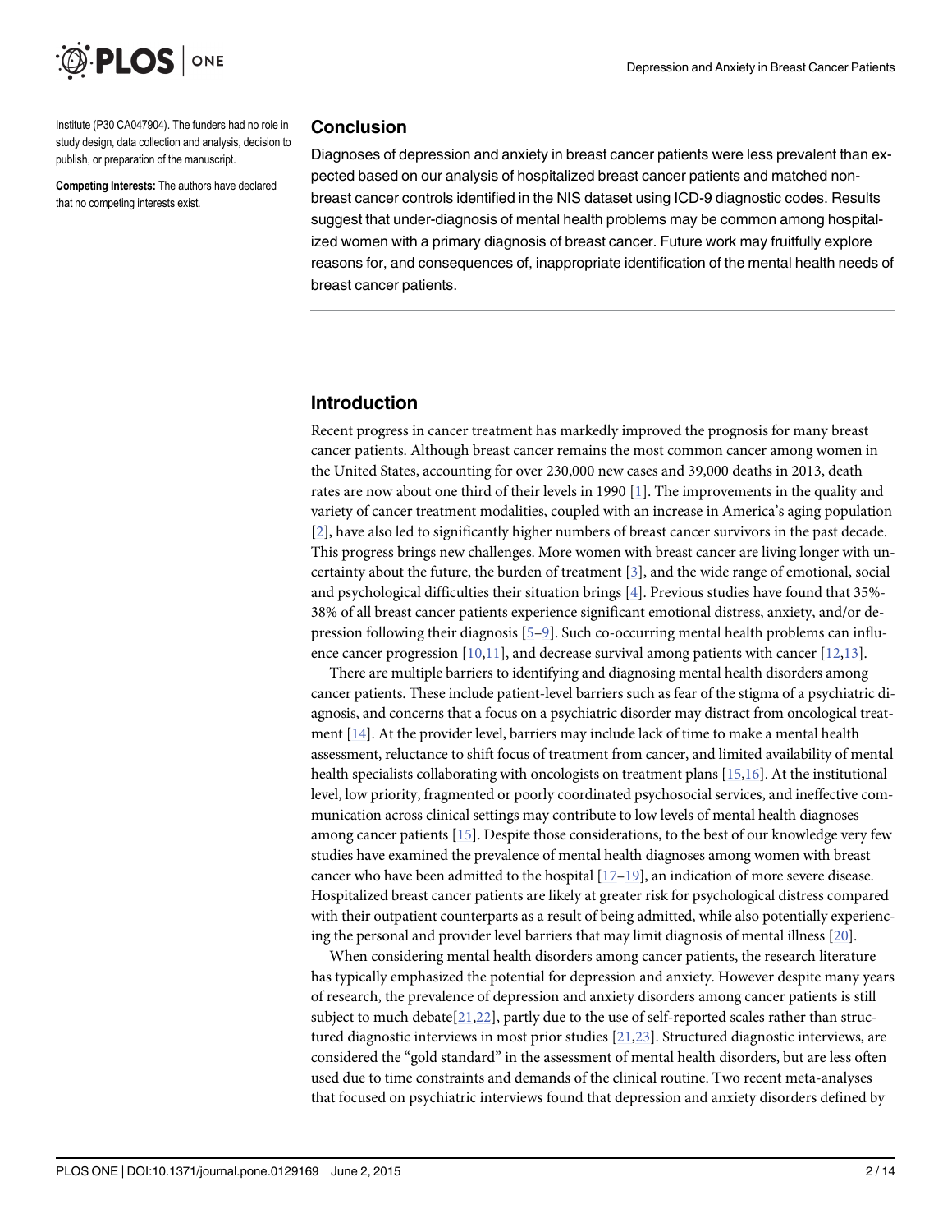Institute (P30 CA047904). The funders had no role in study design, data collection and analysis, decision to publish, or preparation of the manuscript.

**Competing Interests:** The authors have declared that no competing interests exist.

## Conclusion

Diagnoses of depression and anxiety in breast cancer patients were less prevalent than expected based on our analysis of hospitalized breast cancer patients and matched non-breast cancer controls identified in the NIS dataset using ICD-9 diagnostic codes. Results suggest that under-diagnosis of mental health problems may be common among hospitalized women with a primary diagnosis of breast cancer. Future work may fruitfully explore reasons for, and consequences of, inappropriate identification of the mental health needs of breast cancer patients.

## Introduction

Recent progress in cancer treatment has markedly improved the prognosis for many breast cancer patients. Although breast cancer remains the most common cancer among women in the United States, accounting for over 230,000 new cases and 39,000 deaths in 2013, death rates are now about one third of their levels in 1990 [1]. The improvements in the quality and variety of cancer treatment modalities, coupled with an increase in America's aging population [2], have also led to significantly higher numbers of breast cancer survivors in the past decade. This progress brings new challenges. More women with breast cancer are living longer with uncertainty about the future, the burden of treatment [3], and the wide range of emotional, social and psychological difficulties their situation brings [4]. Previous studies have found that 35%-38% of all breast cancer patients experience significant emotional distress, anxiety, and/or depression following their diagnosis [5–9]. Such co-occurring mental health problems can influence cancer progression [10,11], and decrease survival among patients with cancer [12,13].

There are multiple barriers to identifying and diagnosing mental health disorders among cancer patients. These include patient-level barriers such as fear of the stigma of a psychiatric diagnosis, and concerns that a focus on a psychiatric disorder may distract from oncological treatment [14]. At the provider level, barriers may include lack of time to make a mental health assessment, reluctance to shift focus of treatment from cancer, and limited availability of mental health specialists collaborating with oncologists on treatment plans [15,16]. At the institutional level, low priority, fragmented or poorly coordinated psychosocial services, and ineffective communication across clinical settings may contribute to low levels of mental health diagnoses among cancer patients [15]. Despite those considerations, to the best of our knowledge very few studies have examined the prevalence of mental health diagnoses among women with breast cancer who have been admitted to the hospital [17–19], an indication of more severe disease. Hospitalized breast cancer patients are likely at greater risk for psychological distress compared with their outpatient counterparts as a result of being admitted, while also potentially experiencing the personal and provider level barriers that may limit diagnosis of mental illness [20].

When considering mental health disorders among cancer patients, the research literature has typically emphasized the potential for depression and anxiety. However despite many years of research, the prevalence of depression and anxiety disorders among cancer patients is still subject to much debate[21,22], partly due to the use of self-reported scales rather than structured diagnostic interviews in most prior studies [21,23]. Structured diagnostic interviews, are considered the "gold standard" in the assessment of mental health disorders, but are less often used due to time constraints and demands of the clinical routine. Two recent meta-analyses that focused on psychiatric interviews found that depression and anxiety disorders defined by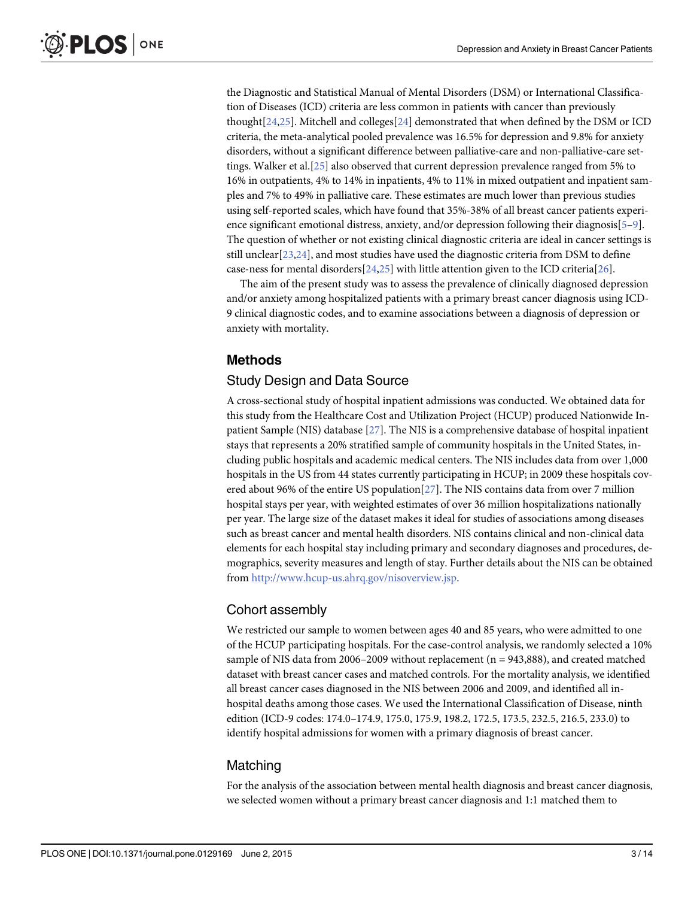the Diagnostic and Statistical Manual of Mental Disorders (DSM) or International Classification of Diseases (ICD) criteria are less common in patients with cancer than previously thought[24,25]. Mitchell and colleges[24] demonstrated that when defined by the DSM or ICD criteria, the meta-analytical pooled prevalence was 16.5% for depression and 9.8% for anxiety disorders, without a significant difference between palliative-care and non-palliative-care settings. Walker et al.[25] also observed that current depression prevalence ranged from 5% to 16% in outpatients, 4% to 14% in inpatients, 4% to 11% in mixed outpatient and inpatient samples and 7% to 49% in palliative care. These estimates are much lower than previous studies using self-reported scales, which have found that 35%-38% of all breast cancer patients experience significant emotional distress, anxiety, and/or depression following their diagnosis[5–9]. The question of whether or not existing clinical diagnostic criteria are ideal in cancer settings is still unclear[23,24], and most studies have used the diagnostic criteria from DSM to define case-ness for mental disorders[24,25] with little attention given to the ICD criteria[26].

The aim of the present study was to assess the prevalence of clinically diagnosed depression and/or anxiety among hospitalized patients with a primary breast cancer diagnosis using ICD-9 clinical diagnostic codes, and to examine associations between a diagnosis of depression or anxiety with mortality.

## Methods

### Study Design and Data Source

A cross-sectional study of hospital inpatient admissions was conducted. We obtained data for this study from the Healthcare Cost and Utilization Project (HCUP) produced Nationwide Inpatient Sample (NIS) database [27]. The NIS is a comprehensive database of hospital inpatient stays that represents a 20% stratified sample of community hospitals in the United States, including public hospitals and academic medical centers. The NIS includes data from over 1,000 hospitals in the US from 44 states currently participating in HCUP; in 2009 these hospitals covered about 96% of the entire US population[27]. The NIS contains data from over 7 million hospital stays per year, with weighted estimates of over 36 million hospitalizations nationally per year. The large size of the dataset makes it ideal for studies of associations among diseases such as breast cancer and mental health disorders. NIS contains clinical and non-clinical data elements for each hospital stay including primary and secondary diagnoses and procedures, demographics, severity measures and length of stay. Further details about the NIS can be obtained from http://www.hcup-us.ahrq.gov/nisoverview.jsp.

### Cohort assembly

We restricted our sample to women between ages 40 and 85 years, who were admitted to one of the HCUP participating hospitals. For the case-control analysis, we randomly selected a 10% sample of NIS data from 2006–2009 without replacement (n = 943,888), and created matched dataset with breast cancer cases and matched controls. For the mortality analysis, we identified all breast cancer cases diagnosed in the NIS between 2006 and 2009, and identified all in-hospital deaths among those cases. We used the International Classification of Disease, ninth edition (ICD-9 codes: 174.0–174.9, 175.0, 175.9, 198.2, 172.5, 173.5, 232.5, 216.5, 233.0) to identify hospital admissions for women with a primary diagnosis of breast cancer.

### Matching

For the analysis of the association between mental health diagnosis and breast cancer diagnosis, we selected women without a primary breast cancer diagnosis and 1:1 matched them to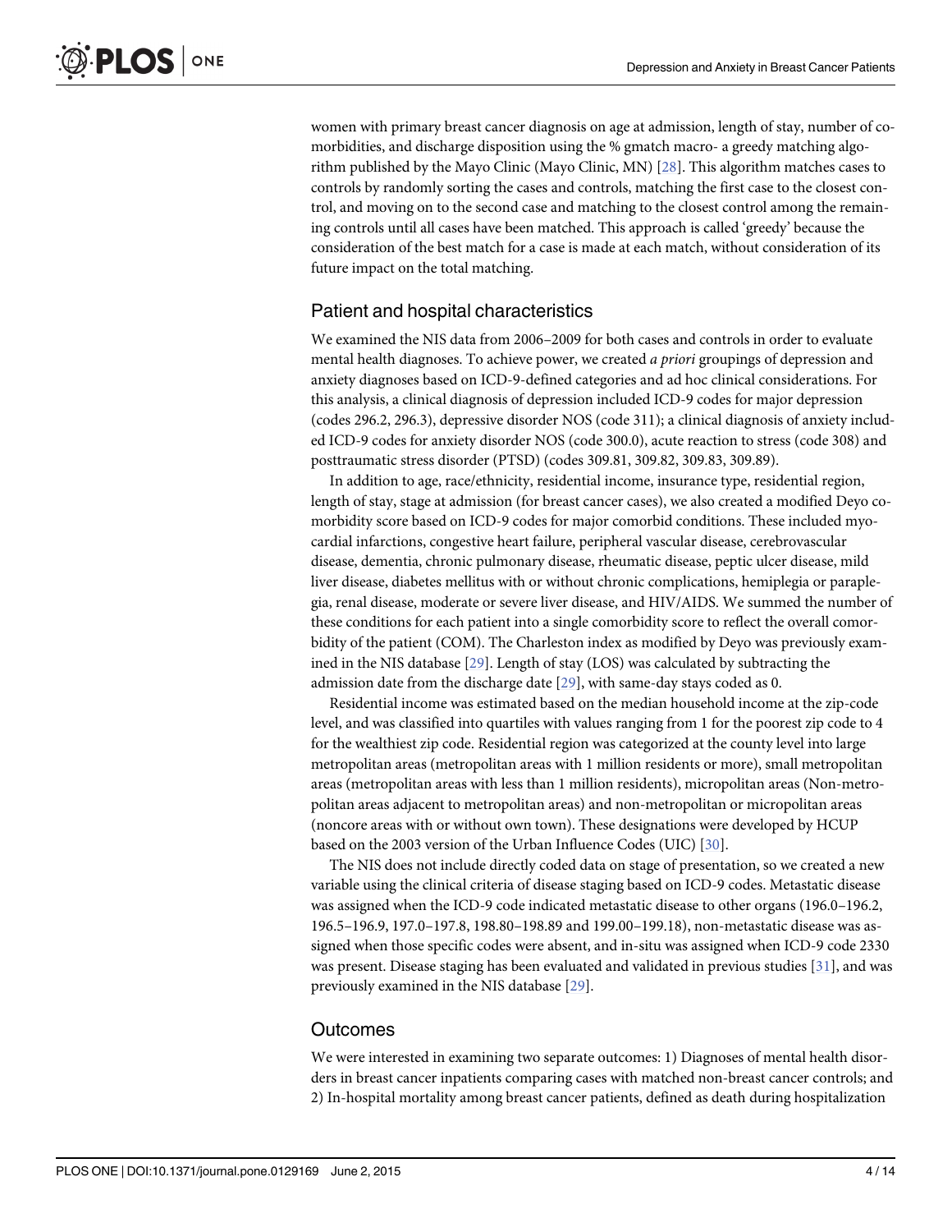women with primary breast cancer diagnosis on age at admission, length of stay, number of comorbidities, and discharge disposition using the % gmatch macro- a greedy matching algorithm published by the Mayo Clinic (Mayo Clinic, MN) [28]. This algorithm matches cases to controls by randomly sorting the cases and controls, matching the first case to the closest control, and moving on to the second case and matching to the closest control among the remaining controls until all cases have been matched. This approach is called 'greedy' because the consideration of the best match for a case is made at each match, without consideration of its future impact on the total matching.

## Patient and hospital characteristics

We examined the NIS data from 2006–2009 for both cases and controls in order to evaluate mental health diagnoses. To achieve power, we created *a priori* groupings of depression and anxiety diagnoses based on ICD-9-defined categories and ad hoc clinical considerations. For this analysis, a clinical diagnosis of depression included ICD-9 codes for major depression (codes 296.2, 296.3), depressive disorder NOS (code 311); a clinical diagnosis of anxiety included ICD-9 codes for anxiety disorder NOS (code 300.0), acute reaction to stress (code 308) and posttraumatic stress disorder (PTSD) (codes 309.81, 309.82, 309.83, 309.89).

In addition to age, race/ethnicity, residential income, insurance type, residential region, length of stay, stage at admission (for breast cancer cases), we also created a modified Deyo comorbidity score based on ICD-9 codes for major comorbid conditions. These included myocardial infarctions, congestive heart failure, peripheral vascular disease, cerebrovascular disease, dementia, chronic pulmonary disease, rheumatic disease, peptic ulcer disease, mild liver disease, diabetes mellitus with or without chronic complications, hemiplegia or paraplegia, renal disease, moderate or severe liver disease, and HIV/AIDS. We summed the number of these conditions for each patient into a single comorbidity score to reflect the overall comorbidity of the patient (COM). The Charleston index as modified by Deyo was previously examined in the NIS database [29]. Length of stay (LOS) was calculated by subtracting the admission date from the discharge date [29], with same-day stays coded as 0.

Residential income was estimated based on the median household income at the zip-code level, and was classified into quartiles with values ranging from 1 for the poorest zip code to 4 for the wealthiest zip code. Residential region was categorized at the county level into large metropolitan areas (metropolitan areas with 1 million residents or more), small metropolitan areas (metropolitan areas with less than 1 million residents), micropolitan areas (Non-metropolitan areas adjacent to metropolitan areas) and non-metropolitan or micropolitan areas (noncore areas with or without own town). These designations were developed by HCUP based on the 2003 version of the Urban Influence Codes (UIC) [30].

The NIS does not include directly coded data on stage of presentation, so we created a new variable using the clinical criteria of disease staging based on ICD-9 codes. Metastatic disease was assigned when the ICD-9 code indicated metastatic disease to other organs (196.0–196.2, 196.5–196.9, 197.0–197.8, 198.80–198.89 and 199.00–199.18), non-metastatic disease was assigned when those specific codes were absent, and in-situ was assigned when ICD-9 code 2330 was present. Disease staging has been evaluated and validated in previous studies [31], and was previously examined in the NIS database [29].

## Outcomes

We were interested in examining two separate outcomes: 1) Diagnoses of mental health disorders in breast cancer inpatients comparing cases with matched non-breast cancer controls; and 2) In-hospital mortality among breast cancer patients, defined as death during hospitalization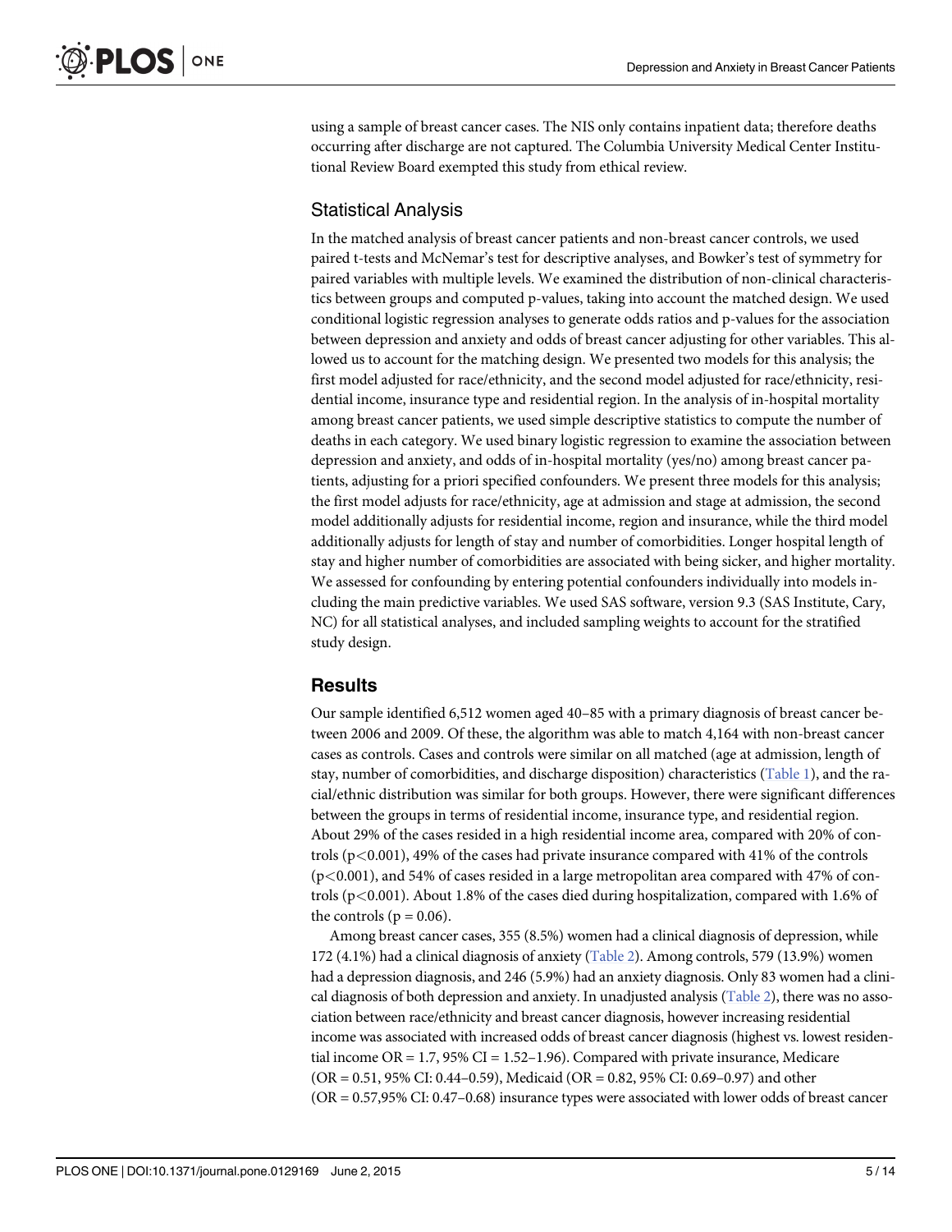using a sample of breast cancer cases. The NIS only contains inpatient data; therefore deaths occurring after discharge are not captured. The Columbia University Medical Center Institutional Review Board exempted this study from ethical review.

## Statistical Analysis

In the matched analysis of breast cancer patients and non-breast cancer controls, we used paired t-tests and McNemar's test for descriptive analyses, and Bowker's test of symmetry for paired variables with multiple levels. We examined the distribution of non-clinical characteristics between groups and computed p-values, taking into account the matched design. We used conditional logistic regression analyses to generate odds ratios and p-values for the association between depression and anxiety and odds of breast cancer adjusting for other variables. This allowed us to account for the matching design. We presented two models for this analysis; the first model adjusted for race/ethnicity, and the second model adjusted for race/ethnicity, residential income, insurance type and residential region. In the analysis of in-hospital mortality among breast cancer patients, we used simple descriptive statistics to compute the number of deaths in each category. We used binary logistic regression to examine the association between depression and anxiety, and odds of in-hospital mortality (yes/no) among breast cancer patients, adjusting for a priori specified confounders. We present three models for this analysis; the first model adjusts for race/ethnicity, age at admission and stage at admission, the second model additionally adjusts for residential income, region and insurance, while the third model additionally adjusts for length of stay and number of comorbidities. Longer hospital length of stay and higher number of comorbidities are associated with being sicker, and higher mortality. We assessed for confounding by entering potential confounders individually into models including the main predictive variables. We used SAS software, version 9.3 (SAS Institute, Cary, NC) for all statistical analyses, and included sampling weights to account for the stratified study design.

# Results

Our sample identified 6,512 women aged 40–85 with a primary diagnosis of breast cancer between 2006 and 2009. Of these, the algorithm was able to match 4,164 with non-breast cancer cases as controls. Cases and controls were similar on all matched (age at admission, length of stay, number of comorbidities, and discharge disposition) characteristics (Table 1), and the racial/ethnic distribution was similar for both groups. However, there were significant differences between the groups in terms of residential income, insurance type, and residential region. About 29% of the cases resided in a high residential income area, compared with 20% of controls ($p<0.001$), 49% of the cases had private insurance compared with 41% of the controls ($p<0.001$), and 54% of cases resided in a large metropolitan area compared with 47% of controls ($p<0.001$). About 1.8% of the cases died during hospitalization, compared with 1.6% of the controls ($p = 0.06$).

Among breast cancer cases, 355 (8.5%) women had a clinical diagnosis of depression, while 172 (4.1%) had a clinical diagnosis of anxiety (Table 2). Among controls, 579 (13.9%) women had a depression diagnosis, and 246 (5.9%) had an anxiety diagnosis. Only 83 women had a clinical diagnosis of both depression and anxiety. In unadjusted analysis (Table 2), there was no association between race/ethnicity and breast cancer diagnosis, however increasing residential income was associated with increased odds of breast cancer diagnosis (highest vs. lowest residential income OR = 1.7, 95% CI = 1.52–1.96). Compared with private insurance, Medicare (OR = 0.51, 95% CI: 0.44–0.59), Medicaid (OR = 0.82, 95% CI: 0.69–0.97) and other (OR = 0.57,95% CI: 0.47–0.68) insurance types were associated with lower odds of breast cancer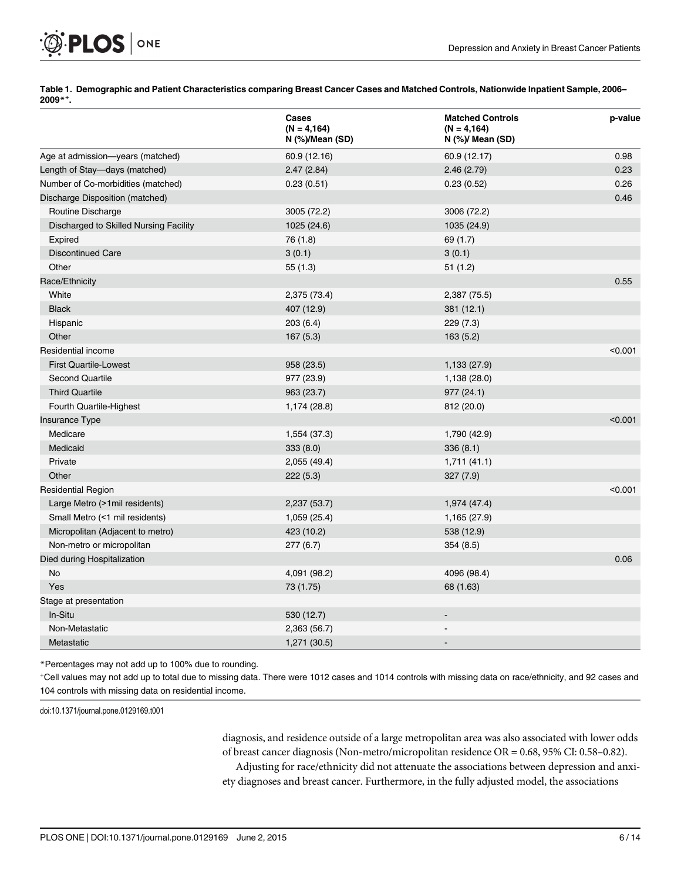**Table 1. Demographic and Patient Characteristics comparing Breast Cancer Cases and Matched Controls, Nationwide Inpatient Sample, 2006–2009*+.**

| | Cases (N = 4,164) N (%)/Mean (SD) | Matched Controls (N = 4,164) N (%)/ Mean (SD) | p-value |
|---|---|---|---|
| Age at admission—years (matched) | 60.9 (12.16) | 60.9 (12.17) | 0.98 |
| Length of Stay—days (matched) | 2.47 (2.84) | 2.46 (2.79) | 0.23 |
| Number of Co-morbidities (matched) | 0.23 (0.51) | 0.23 (0.52) | 0.26 |
| Discharge Disposition (matched) | | | 0.46 |
| Routine Discharge | 3005 (72.2) | 3006 (72.2) | |
| Discharged to Skilled Nursing Facility | 1025 (24.6) | 1035 (24.9) | |
| Expired | 76 (1.8) | 69 (1.7) | |
| Discontinued Care | 3 (0.1) | 3 (0.1) | |
| Other | 55 (1.3) | 51 (1.2) | |
| Race/Ethnicity | | | 0.55 |
| White | 2,375 (73.4) | 2,387 (75.5) | |
| Black | 407 (12.9) | 381 (12.1) | |
| Hispanic | 203 (6.4) | 229 (7.3) | |
| Other | 167 (5.3) | 163 (5.2) | |
| Residential income | | | <0.001 |
| First Quartile-Lowest | 958 (23.5) | 1,133 (27.9) | |
| Second Quartile | 977 (23.9) | 1,138 (28.0) | |
| Third Quartile | 963 (23.7) | 977 (24.1) | |
| Fourth Quartile-Highest | 1,174 (28.8) | 812 (20.0) | |
| Insurance Type | | | <0.001 |
| Medicare | 1,554 (37.3) | 1,790 (42.9) | |
| Medicaid | 333 (8.0) | 336 (8.1) | |
| Private | 2,055 (49.4) | 1,711 (41.1) | |
| Other | 222 (5.3) | 327 (7.9) | |
| Residential Region | | | <0.001 |
| Large Metro (>1mil residents) | 2,237 (53.7) | 1,974 (47.4) | |
| Small Metro (<1 mil residents) | 1,059 (25.4) | 1,165 (27.9) | |
| Micropolitan (Adjacent to metro) | 423 (10.2) | 538 (12.9) | |
| Non-metro or micropolitan | 277 (6.7) | 354 (8.5) | |
| Died during Hospitalization | | | 0.06 |
| No | 4,091 (98.2) | 4096 (98.4) | |
| Yes | 73 (1.75) | 68 (1.63) | |
| Stage at presentation | | | |
| In-Situ | 530 (12.7) | - | |
| Non-Metastatic | 2,363 (56.7) | - | |
| Metastatic | 1,271 (30.5) | - | |

*Percentages may not add up to 100% due to rounding.

+Cell values may not add up to total due to missing data. There were 1012 cases and 1014 controls with missing data on race/ethnicity, and 92 cases and 104 controls with missing data on residential income.

doi:10.1371/journal.pone.0129169.t001

diagnosis, and residence outside of a large metropolitan area was also associated with lower odds of breast cancer diagnosis (Non-metro/micropolitan residence OR = 0.68, 95% CI: 0.58–0.82).

Adjusting for race/ethnicity did not attenuate the associations between depression and anxiety diagnoses and breast cancer. Furthermore, in the fully adjusted model, the associations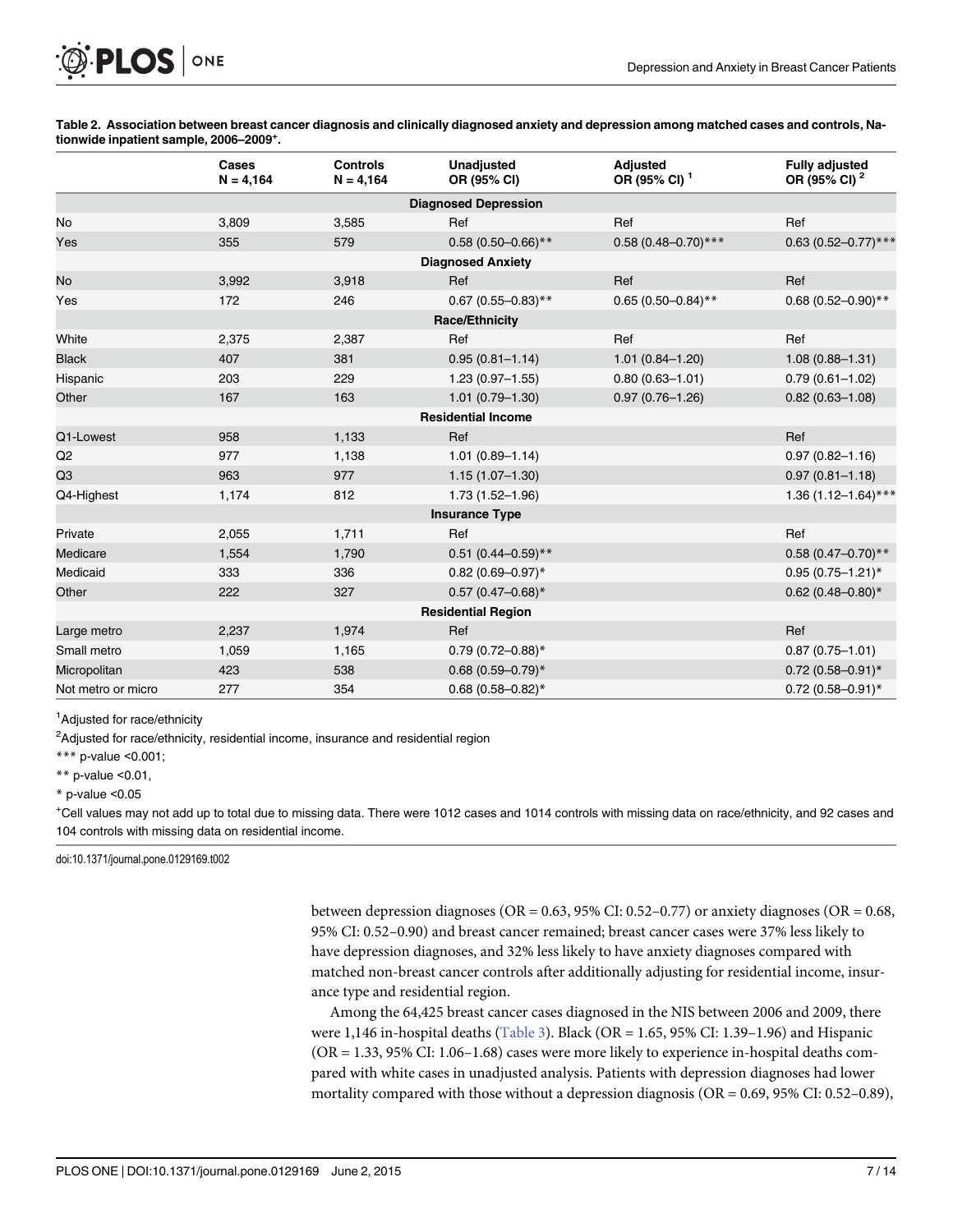**Table 2. Association between breast cancer diagnosis and clinically diagnosed anxiety and depression among matched cases and controls, Nationwide inpatient sample, 2006–2009[+].**

| | Cases N = 4,164 | Controls N = 4,164 | Unadjusted OR (95% CI) | Adjusted OR (95% CI) [1] | Fully adjusted OR (95% CI) [2] |
|---|---|---|---|---|---|
| **Diagnosed Depression** | | | | | |
| No | 3,809 | 3,585 | Ref | Ref | Ref |
| Yes | 355 | 579 | 0.58 (0.50–0.66)** | 0.58 (0.48–0.70)*** | 0.63 (0.52–0.77)*** |
| **Diagnosed Anxiety** | | | | | |
| No | 3,992 | 3,918 | Ref | Ref | Ref |
| Yes | 172 | 246 | 0.67 (0.55–0.83)** | 0.65 (0.50–0.84)** | 0.68 (0.52–0.90)** |
| **Race/Ethnicity** | | | | | |
| White | 2,375 | 2,387 | Ref | Ref | Ref |
| Black | 407 | 381 | 0.95 (0.81–1.14) | 1.01 (0.84–1.20) | 1.08 (0.88–1.31) |
| Hispanic | 203 | 229 | 1.23 (0.97–1.55) | 0.80 (0.63–1.01) | 0.79 (0.61–1.02) |
| Other | 167 | 163 | 1.01 (0.79–1.30) | 0.97 (0.76–1.26) | 0.82 (0.63–1.08) |
| **Residential Income** | | | | | |
| Q1-Lowest | 958 | 1,133 | Ref | | Ref |
| Q2 | 977 | 1,138 | 1.01 (0.89–1.14) | | 0.97 (0.82–1.16) |
| Q3 | 963 | 977 | 1.15 (1.07–1.30) | | 0.97 (0.81–1.18) |
| Q4-Highest | 1,174 | 812 | 1.73 (1.52–1.96) | | 1.36 (1.12–1.64)*** |
| **Insurance Type** | | | | | |
| Private | 2,055 | 1,711 | Ref | | Ref |
| Medicare | 1,554 | 1,790 | 0.51 (0.44–0.59)** | | 0.58 (0.47–0.70)** |
| Medicaid | 333 | 336 | 0.82 (0.69–0.97)* | | 0.95 (0.75–1.21)* |
| Other | 222 | 327 | 0.57 (0.47–0.68)* | | 0.62 (0.48–0.80)* |
| **Residential Region** | | | | | |
| Large metro | 2,237 | 1,974 | Ref | | Ref |
| Small metro | 1,059 | 1,165 | 0.79 (0.72–0.88)* | | 0.87 (0.75–1.01) |
| Micropolitan | 423 | 538 | 0.68 (0.59–0.79)* | | 0.72 (0.58–0.91)* |
| Not metro or micro | 277 | 354 | 0.68 (0.58–0.82)* | | 0.72 (0.58–0.91)* |

[1]Adjusted for race/ethnicity

[2]Adjusted for race/ethnicity, residential income, insurance and residential region

*** p-value <0.001;

** p-value <0.01,

* p-value <0.05

[+]Cell values may not add up to total due to missing data. There were 1012 cases and 1014 controls with missing data on race/ethnicity, and 92 cases and 104 controls with missing data on residential income.

doi:10.1371/journal.pone.0129169.t002

between depression diagnoses (OR = 0.63, 95% CI: 0.52–0.77) or anxiety diagnoses (OR = 0.68, 95% CI: 0.52–0.90) and breast cancer remained; breast cancer cases were 37% less likely to have depression diagnoses, and 32% less likely to have anxiety diagnoses compared with matched non-breast cancer controls after additionally adjusting for residential income, insurance type and residential region.

Among the 64,425 breast cancer cases diagnosed in the NIS between 2006 and 2009, there were 1,146 in-hospital deaths (Table 3). Black (OR = 1.65, 95% CI: 1.39–1.96) and Hispanic (OR = 1.33, 95% CI: 1.06–1.68) cases were more likely to experience in-hospital deaths compared with white cases in unadjusted analysis. Patients with depression diagnoses had lower mortality compared with those without a depression diagnosis (OR = 0.69, 95% CI: 0.52–0.89),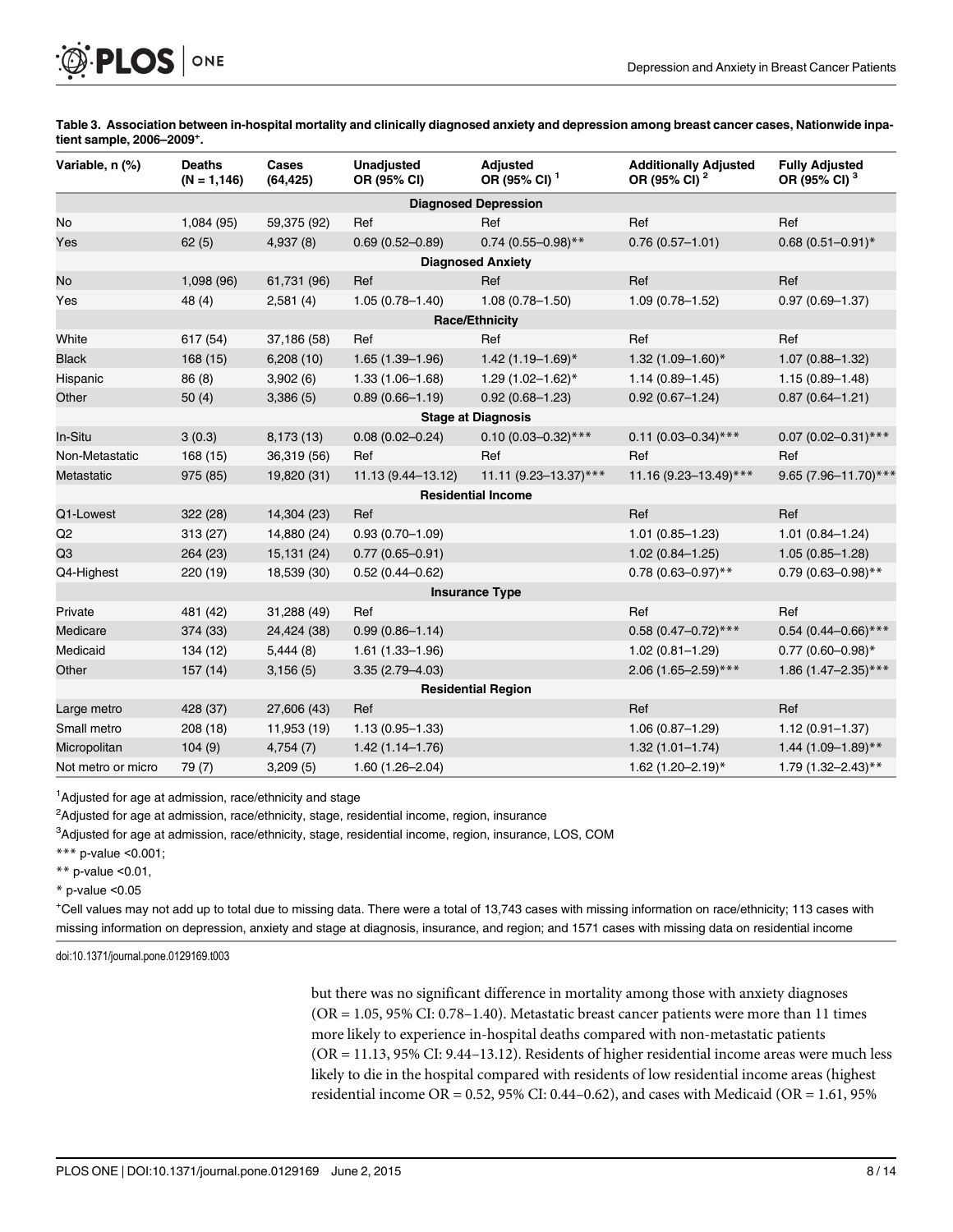**Table 3. Association between in-hospital mortality and clinically diagnosed anxiety and depression among breast cancer cases, Nationwide inpatient sample, 2006–2009⁺.**

| Variable, n (%) | Deaths (N = 1,146) | Cases (64,425) | Unadjusted OR (95% CI) | Adjusted OR (95% CI) [1] | Additionally Adjusted OR (95% CI) [2] | Fully Adjusted OR (95% CI) [3] |
|---|---|---|---|---|---|---|
| **Diagnosed Depression** | | | | | | |
| No | 1,084 (95) | 59,375 (92) | Ref | Ref | Ref | Ref |
| Yes | 62 (5) | 4,937 (8) | 0.69 (0.52–0.89) | 0.74 (0.55–0.98)** | 0.76 (0.57–1.01) | 0.68 (0.51–0.91)* |
| **Diagnosed Anxiety** | | | | | | |
| No | 1,098 (96) | 61,731 (96) | Ref | Ref | Ref | Ref |
| Yes | 48 (4) | 2,581 (4) | 1.05 (0.78–1.40) | 1.08 (0.78–1.50) | 1.09 (0.78–1.52) | 0.97 (0.69–1.37) |
| **Race/Ethnicity** | | | | | | |
| White | 617 (54) | 37,186 (58) | Ref | Ref | Ref | Ref |
| Black | 168 (15) | 6,208 (10) | 1.65 (1.39–1.96) | 1.42 (1.19–1.69)* | 1.32 (1.09–1.60)* | 1.07 (0.88–1.32) |
| Hispanic | 86 (8) | 3,902 (6) | 1.33 (1.06–1.68) | 1.29 (1.02–1.62)* | 1.14 (0.89–1.45) | 1.15 (0.89–1.48) |
| Other | 50 (4) | 3,386 (5) | 0.89 (0.66–1.19) | 0.92 (0.68–1.23) | 0.92 (0.67–1.24) | 0.87 (0.64–1.21) |
| **Stage at Diagnosis** | | | | | | |
| In-Situ | 3 (0.3) | 8,173 (13) | 0.08 (0.02–0.24) | 0.10 (0.03–0.32)*** | 0.11 (0.03–0.34)*** | 0.07 (0.02–0.31)*** |
| Non-Metastatic | 168 (15) | 36,319 (56) | Ref | Ref | Ref | Ref |
| Metastatic | 975 (85) | 19,820 (31) | 11.13 (9.44–13.12) | 11.11 (9.23–13.37)*** | 11.16 (9.23–13.49)*** | 9.65 (7.96–11.70)*** |
| **Residential Income** | | | | | | |
| Q1-Lowest | 322 (28) | 14,304 (23) | Ref | | Ref | Ref |
| Q2 | 313 (27) | 14,880 (24) | 0.93 (0.70–1.09) | | 1.01 (0.85–1.23) | 1.01 (0.84–1.24) |
| Q3 | 264 (23) | 15,131 (24) | 0.77 (0.65–0.91) | | 1.02 (0.84–1.25) | 1.05 (0.85–1.28) |
| Q4-Highest | 220 (19) | 18,539 (30) | 0.52 (0.44–0.62) | | 0.78 (0.63–0.97)** | 0.79 (0.63–0.98)** |
| **Insurance Type** | | | | | | |
| Private | 481 (42) | 31,288 (49) | Ref | | Ref | Ref |
| Medicare | 374 (33) | 24,424 (38) | 0.99 (0.86–1.14) | | 0.58 (0.47–0.72)*** | 0.54 (0.44–0.66)*** |
| Medicaid | 134 (12) | 5,444 (8) | 1.61 (1.33–1.96) | | 1.02 (0.81–1.29) | 0.77 (0.60–0.98)* |
| Other | 157 (14) | 3,156 (5) | 3.35 (2.79–4.03) | | 2.06 (1.65–2.59)*** | 1.86 (1.47–2.35)*** |
| **Residential Region** | | | | | | |
| Large metro | 428 (37) | 27,606 (43) | Ref | | Ref | Ref |
| Small metro | 208 (18) | 11,953 (19) | 1.13 (0.95–1.33) | | 1.06 (0.87–1.29) | 1.12 (0.91–1.37) |
| Micropolitan | 104 (9) | 4,754 (7) | 1.42 (1.14–1.76) | | 1.32 (1.01–1.74) | 1.44 (1.09–1.89)** |
| Not metro or micro | 79 (7) | 3,209 (5) | 1.60 (1.26–2.04) | | 1.62 (1.20–2.19)* | 1.79 (1.32–2.43)** |

[1]Adjusted for age at admission, race/ethnicity and stage

[2]Adjusted for age at admission, race/ethnicity, stage, residential income, region, insurance

[3]Adjusted for age at admission, race/ethnicity, stage, residential income, region, insurance, LOS, COM

*** p-value <0.001;

** p-value <0.01,

* p-value <0.05

⁺Cell values may not add up to total due to missing data. There were a total of 13,743 cases with missing information on race/ethnicity; 113 cases with missing information on depression, anxiety and stage at diagnosis, insurance, and region; and 1571 cases with missing data on residential income

doi:10.1371/journal.pone.0129169.t003

but there was no significant difference in mortality among those with anxiety diagnoses (OR = 1.05, 95% CI: 0.78–1.40). Metastatic breast cancer patients were more than 11 times more likely to experience in-hospital deaths compared with non-metastatic patients (OR = 11.13, 95% CI: 9.44–13.12). Residents of higher residential income areas were much less likely to die in the hospital compared with residents of low residential income areas (highest residential income OR = 0.52, 95% CI: 0.44–0.62), and cases with Medicaid (OR = 1.61, 95%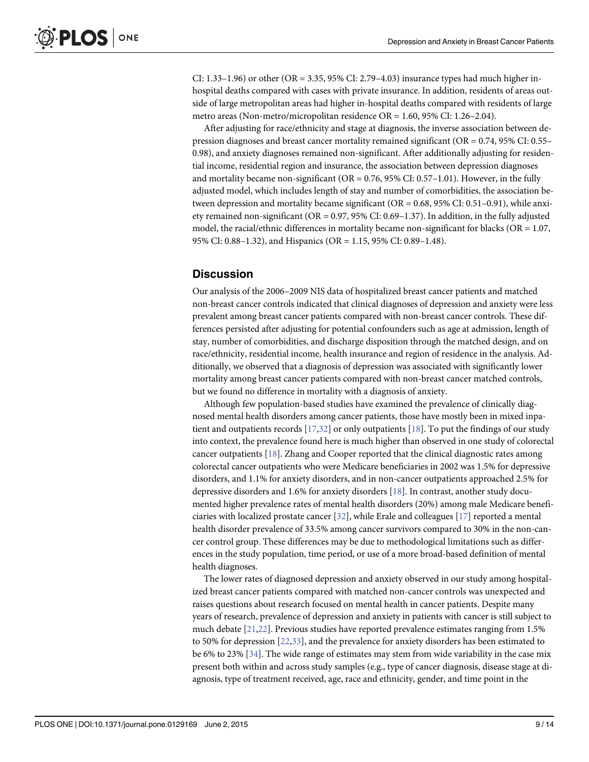CI: 1.33–1.96) or other (OR = 3.35, 95% CI: 2.79–4.03) insurance types had much higher in-hospital deaths compared with cases with private insurance. In addition, residents of areas outside of large metropolitan areas had higher in-hospital deaths compared with residents of large metro areas (Non-metro/micropolitan residence OR = 1.60, 95% CI: 1.26–2.04).

After adjusting for race/ethnicity and stage at diagnosis, the inverse association between depression diagnoses and breast cancer mortality remained significant (OR = 0.74, 95% CI: 0.55–0.98), and anxiety diagnoses remained non-significant. After additionally adjusting for residential income, residential region and insurance, the association between depression diagnoses and mortality became non-significant (OR = 0.76, 95% CI: 0.57–1.01). However, in the fully adjusted model, which includes length of stay and number of comorbidities, the association between depression and mortality became significant (OR = 0.68, 95% CI: 0.51–0.91), while anxiety remained non-significant (OR = 0.97, 95% CI: 0.69–1.37). In addition, in the fully adjusted model, the racial/ethnic differences in mortality became non-significant for blacks (OR = 1.07, 95% CI: 0.88–1.32), and Hispanics (OR = 1.15, 95% CI: 0.89–1.48).

## Discussion

Our analysis of the 2006–2009 NIS data of hospitalized breast cancer patients and matched non-breast cancer controls indicated that clinical diagnoses of depression and anxiety were less prevalent among breast cancer patients compared with non-breast cancer controls. These differences persisted after adjusting for potential confounders such as age at admission, length of stay, number of comorbidities, and discharge disposition through the matched design, and on race/ethnicity, residential income, health insurance and region of residence in the analysis. Additionally, we observed that a diagnosis of depression was associated with significantly lower mortality among breast cancer patients compared with non-breast cancer matched controls, but we found no difference in mortality with a diagnosis of anxiety.

Although few population-based studies have examined the prevalence of clinically diagnosed mental health disorders among cancer patients, those have mostly been in mixed inpatient and outpatients records [17,32] or only outpatients [18]. To put the findings of our study into context, the prevalence found here is much higher than observed in one study of colorectal cancer outpatients [18]. Zhang and Cooper reported that the clinical diagnostic rates among colorectal cancer outpatients who were Medicare beneficiaries in 2002 was 1.5% for depressive disorders, and 1.1% for anxiety disorders, and in non-cancer outpatients approached 2.5% for depressive disorders and 1.6% for anxiety disorders [18]. In contrast, another study documented higher prevalence rates of mental health disorders (20%) among male Medicare beneficiaries with localized prostate cancer [32], while Erale and colleagues [17] reported a mental health disorder prevalence of 33.5% among cancer survivors compared to 30% in the non-cancer control group. These differences may be due to methodological limitations such as differences in the study population, time period, or use of a more broad-based definition of mental health diagnoses.

The lower rates of diagnosed depression and anxiety observed in our study among hospitalized breast cancer patients compared with matched non-cancer controls was unexpected and raises questions about research focused on mental health in cancer patients. Despite many years of research, prevalence of depression and anxiety in patients with cancer is still subject to much debate [21,22]. Previous studies have reported prevalence estimates ranging from 1.5% to 50% for depression [22,33], and the prevalence for anxiety disorders has been estimated to be 6% to 23% [34]. The wide range of estimates may stem from wide variability in the case mix present both within and across study samples (e.g., type of cancer diagnosis, disease stage at diagnosis, type of treatment received, age, race and ethnicity, gender, and time point in the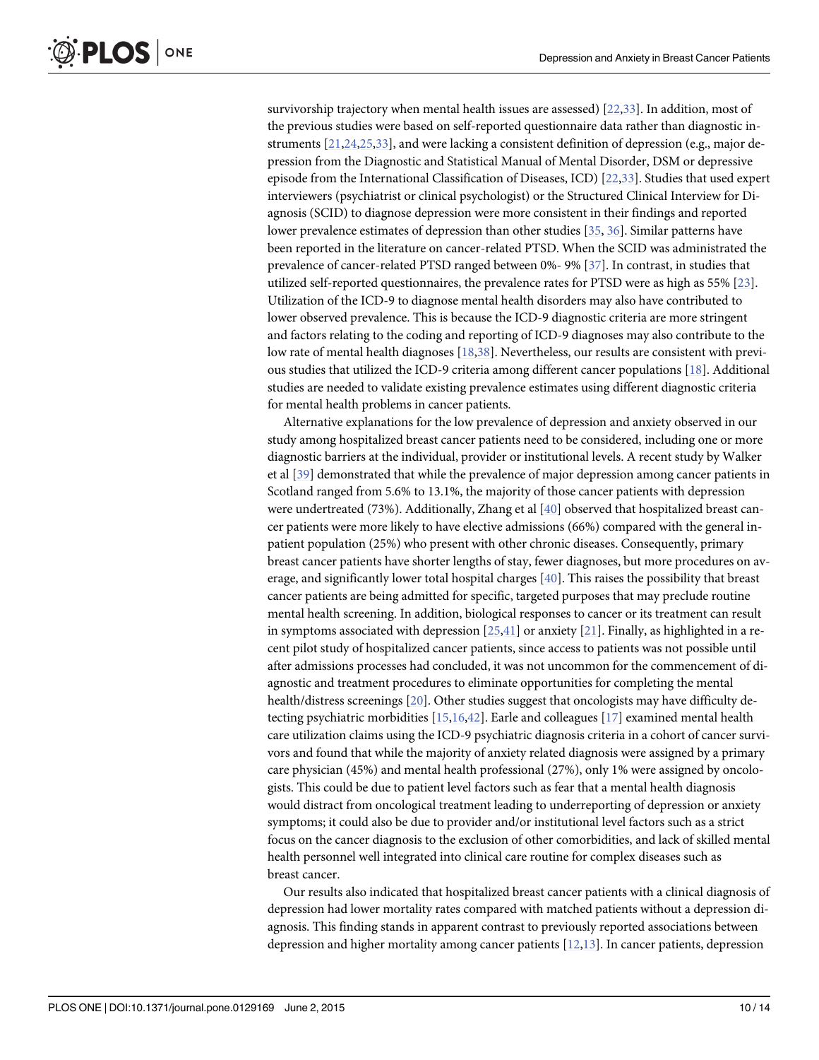survivorship trajectory when mental health issues are assessed) [22,33]. In addition, most of the previous studies were based on self-reported questionnaire data rather than diagnostic instruments [21,24,25,33], and were lacking a consistent definition of depression (e.g., major depression from the Diagnostic and Statistical Manual of Mental Disorder, DSM or depressive episode from the International Classification of Diseases, ICD) [22,33]. Studies that used expert interviewers (psychiatrist or clinical psychologist) or the Structured Clinical Interview for Diagnosis (SCID) to diagnose depression were more consistent in their findings and reported lower prevalence estimates of depression than other studies [35, 36]. Similar patterns have been reported in the literature on cancer-related PTSD. When the SCID was administrated the prevalence of cancer-related PTSD ranged between 0%- 9% [37]. In contrast, in studies that utilized self-reported questionnaires, the prevalence rates for PTSD were as high as 55% [23]. Utilization of the ICD-9 to diagnose mental health disorders may also have contributed to lower observed prevalence. This is because the ICD-9 diagnostic criteria are more stringent and factors relating to the coding and reporting of ICD-9 diagnoses may also contribute to the low rate of mental health diagnoses [18,38]. Nevertheless, our results are consistent with previous studies that utilized the ICD-9 criteria among different cancer populations [18]. Additional studies are needed to validate existing prevalence estimates using different diagnostic criteria for mental health problems in cancer patients.

Alternative explanations for the low prevalence of depression and anxiety observed in our study among hospitalized breast cancer patients need to be considered, including one or more diagnostic barriers at the individual, provider or institutional levels. A recent study by Walker et al [39] demonstrated that while the prevalence of major depression among cancer patients in Scotland ranged from 5.6% to 13.1%, the majority of those cancer patients with depression were undertreated (73%). Additionally, Zhang et al [40] observed that hospitalized breast cancer patients were more likely to have elective admissions (66%) compared with the general inpatient population (25%) who present with other chronic diseases. Consequently, primary breast cancer patients have shorter lengths of stay, fewer diagnoses, but more procedures on average, and significantly lower total hospital charges [40]. This raises the possibility that breast cancer patients are being admitted for specific, targeted purposes that may preclude routine mental health screening. In addition, biological responses to cancer or its treatment can result in symptoms associated with depression [25,41] or anxiety [21]. Finally, as highlighted in a recent pilot study of hospitalized cancer patients, since access to patients was not possible until after admissions processes had concluded, it was not uncommon for the commencement of diagnostic and treatment procedures to eliminate opportunities for completing the mental health/distress screenings [20]. Other studies suggest that oncologists may have difficulty detecting psychiatric morbidities [15,16,42]. Earle and colleagues [17] examined mental health care utilization claims using the ICD-9 psychiatric diagnosis criteria in a cohort of cancer survivors and found that while the majority of anxiety related diagnosis were assigned by a primary care physician (45%) and mental health professional (27%), only 1% were assigned by oncologists. This could be due to patient level factors such as fear that a mental health diagnosis would distract from oncological treatment leading to underreporting of depression or anxiety symptoms; it could also be due to provider and/or institutional level factors such as a strict focus on the cancer diagnosis to the exclusion of other comorbidities, and lack of skilled mental health personnel well integrated into clinical care routine for complex diseases such as breast cancer.

Our results also indicated that hospitalized breast cancer patients with a clinical diagnosis of depression had lower mortality rates compared with matched patients without a depression diagnosis. This finding stands in apparent contrast to previously reported associations between depression and higher mortality among cancer patients [12,13]. In cancer patients, depression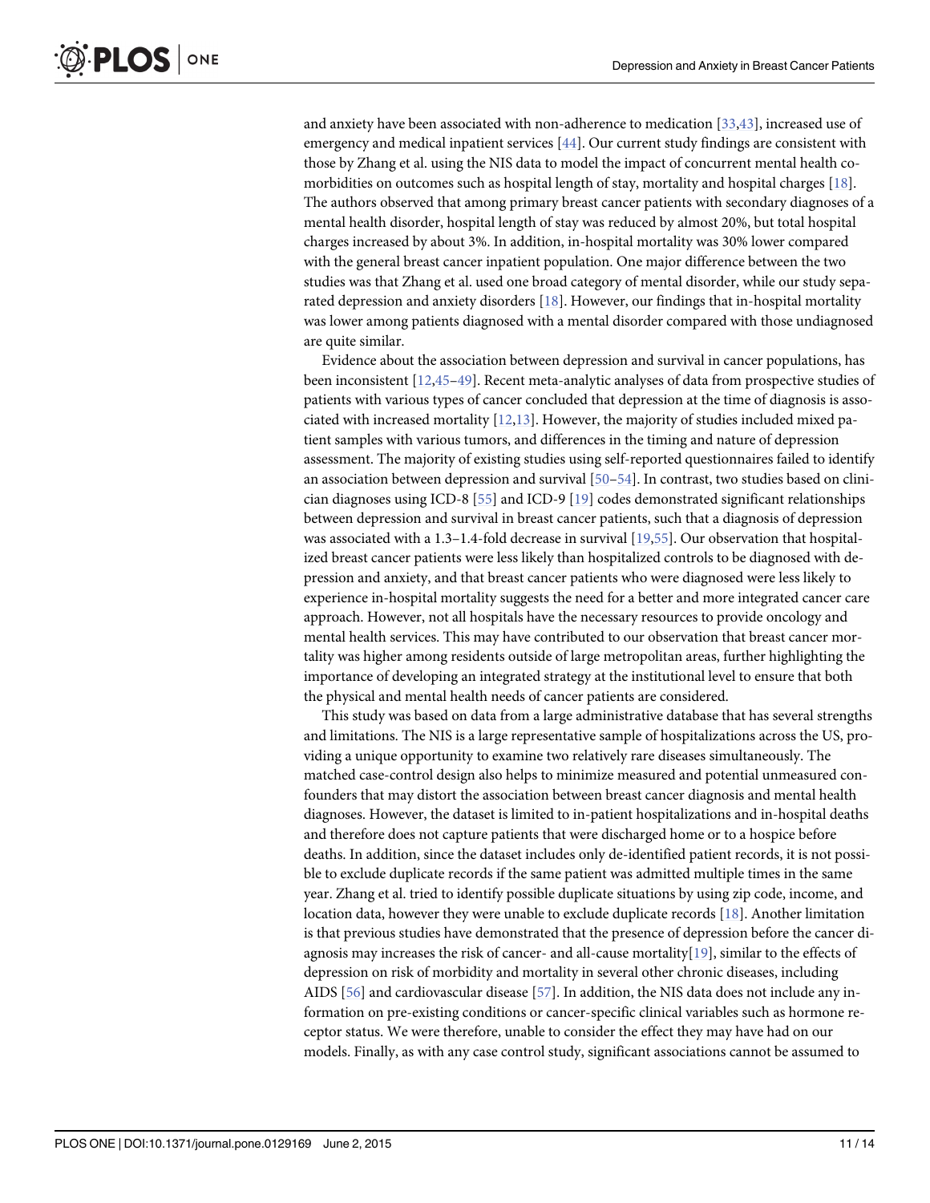and anxiety have been associated with non-adherence to medication [33,43], increased use of emergency and medical inpatient services [44]. Our current study findings are consistent with those by Zhang et al. using the NIS data to model the impact of concurrent mental health comorbidities on outcomes such as hospital length of stay, mortality and hospital charges [18]. The authors observed that among primary breast cancer patients with secondary diagnoses of a mental health disorder, hospital length of stay was reduced by almost 20%, but total hospital charges increased by about 3%. In addition, in-hospital mortality was 30% lower compared with the general breast cancer inpatient population. One major difference between the two studies was that Zhang et al. used one broad category of mental disorder, while our study separated depression and anxiety disorders [18]. However, our findings that in-hospital mortality was lower among patients diagnosed with a mental disorder compared with those undiagnosed are quite similar.

Evidence about the association between depression and survival in cancer populations, has been inconsistent [12,45–49]. Recent meta-analytic analyses of data from prospective studies of patients with various types of cancer concluded that depression at the time of diagnosis is associated with increased mortality [12,13]. However, the majority of studies included mixed patient samples with various tumors, and differences in the timing and nature of depression assessment. The majority of existing studies using self-reported questionnaires failed to identify an association between depression and survival [50–54]. In contrast, two studies based on clinician diagnoses using ICD-8 [55] and ICD-9 [19] codes demonstrated significant relationships between depression and survival in breast cancer patients, such that a diagnosis of depression was associated with a 1.3–1.4-fold decrease in survival [19,55]. Our observation that hospitalized breast cancer patients were less likely than hospitalized controls to be diagnosed with depression and anxiety, and that breast cancer patients who were diagnosed were less likely to experience in-hospital mortality suggests the need for a better and more integrated cancer care approach. However, not all hospitals have the necessary resources to provide oncology and mental health services. This may have contributed to our observation that breast cancer mortality was higher among residents outside of large metropolitan areas, further highlighting the importance of developing an integrated strategy at the institutional level to ensure that both the physical and mental health needs of cancer patients are considered.

This study was based on data from a large administrative database that has several strengths and limitations. The NIS is a large representative sample of hospitalizations across the US, providing a unique opportunity to examine two relatively rare diseases simultaneously. The matched case-control design also helps to minimize measured and potential unmeasured confounders that may distort the association between breast cancer diagnosis and mental health diagnoses. However, the dataset is limited to in-patient hospitalizations and in-hospital deaths and therefore does not capture patients that were discharged home or to a hospice before deaths. In addition, since the dataset includes only de-identified patient records, it is not possible to exclude duplicate records if the same patient was admitted multiple times in the same year. Zhang et al. tried to identify possible duplicate situations by using zip code, income, and location data, however they were unable to exclude duplicate records [18]. Another limitation is that previous studies have demonstrated that the presence of depression before the cancer diagnosis may increases the risk of cancer- and all-cause mortality[19], similar to the effects of depression on risk of morbidity and mortality in several other chronic diseases, including AIDS [56] and cardiovascular disease [57]. In addition, the NIS data does not include any information on pre-existing conditions or cancer-specific clinical variables such as hormone receptor status. We were therefore, unable to consider the effect they may have had on our models. Finally, as with any case control study, significant associations cannot be assumed to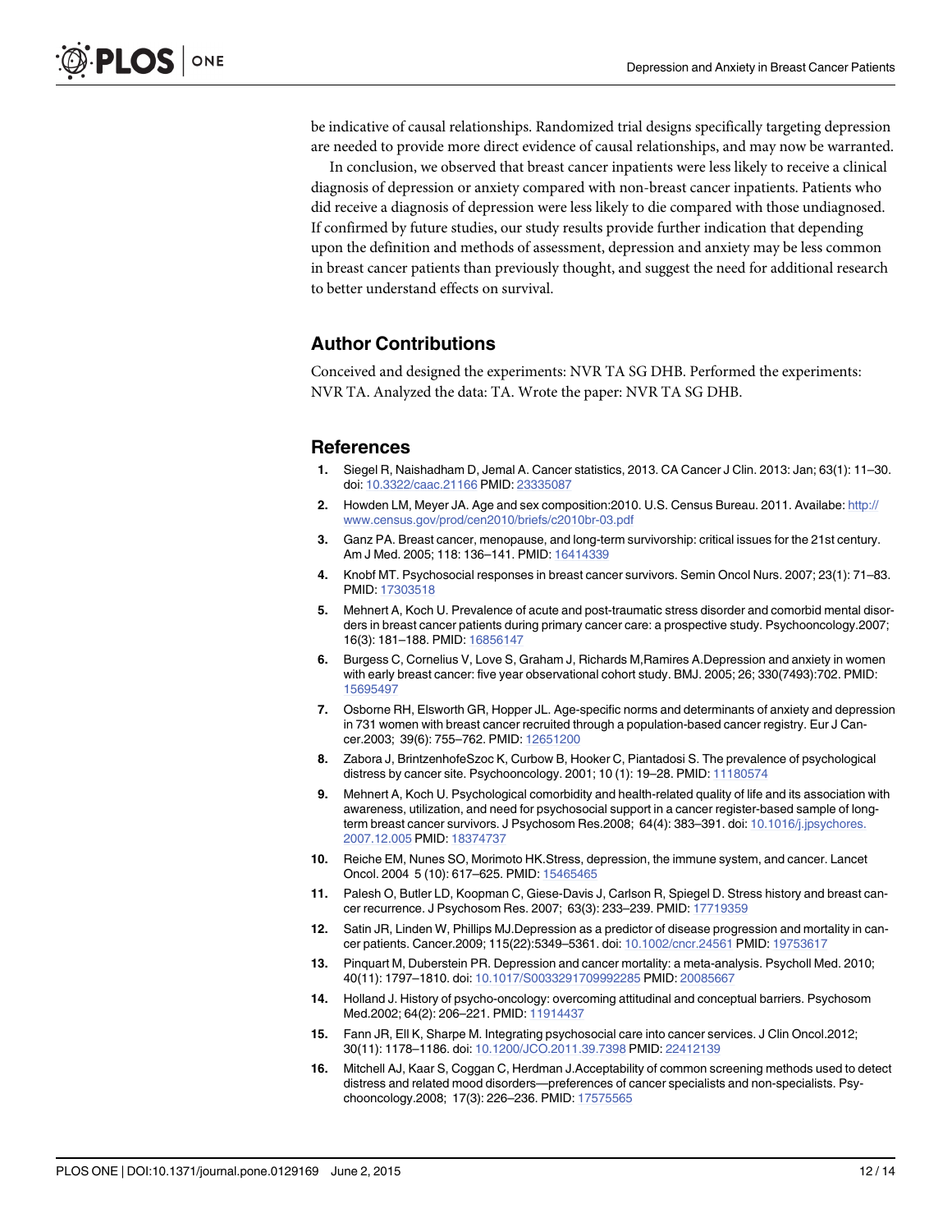be indicative of causal relationships. Randomized trial designs specifically targeting depression are needed to provide more direct evidence of causal relationships, and may now be warranted.

In conclusion, we observed that breast cancer inpatients were less likely to receive a clinical diagnosis of depression or anxiety compared with non-breast cancer inpatients. Patients who did receive a diagnosis of depression were less likely to die compared with those undiagnosed. If confirmed by future studies, our study results provide further indication that depending upon the definition and methods of assessment, depression and anxiety may be less common in breast cancer patients than previously thought, and suggest the need for additional research to better understand effects on survival.

## Author Contributions

Conceived and designed the experiments: NVR TA SG DHB. Performed the experiments: NVR TA. Analyzed the data: TA. Wrote the paper: NVR TA SG DHB.

## References

1. Siegel R, Naishadham D, Jemal A. Cancer statistics, 2013. CA Cancer J Clin. 2013: Jan; 63(1): 11–30. doi: 10.3322/caac.21166 PMID: 23335087
2. Howden LM, Meyer JA. Age and sex composition:2010. U.S. Census Bureau. 2011. Availabe: http://www.census.gov/prod/cen2010/briefs/c2010br-03.pdf
3. Ganz PA. Breast cancer, menopause, and long-term survivorship: critical issues for the 21st century. Am J Med. 2005; 118: 136–141. PMID: 16414339
4. Knobf MT. Psychosocial responses in breast cancer survivors. Semin Oncol Nurs. 2007; 23(1): 71–83. PMID: 17303518
5. Mehnert A, Koch U. Prevalence of acute and post-traumatic stress disorder and comorbid mental disorders in breast cancer patients during primary cancer care: a prospective study. Psychooncology.2007; 16(3): 181–188. PMID: 16856147
6. Burgess C, Cornelius V, Love S, Graham J, Richards M,Ramires A.Depression and anxiety in women with early breast cancer: five year observational cohort study. BMJ. 2005; 26; 330(7493):702. PMID: 15695497
7. Osborne RH, Elsworth GR, Hopper JL. Age-specific norms and determinants of anxiety and depression in 731 women with breast cancer recruited through a population-based cancer registry. Eur J Cancer.2003; 39(6): 755–762. PMID: 12651200
8. Zabora J, BrintzenhofeSzoc K, Curbow B, Hooker C, Piantadosi S. The prevalence of psychological distress by cancer site. Psychooncology. 2001; 10 (1): 19–28. PMID: 11180574
9. Mehnert A, Koch U. Psychological comorbidity and health-related quality of life and its association with awareness, utilization, and need for psychosocial support in a cancer register-based sample of long-term breast cancer survivors. J Psychosom Res.2008; 64(4): 383–391. doi: 10.1016/j.jpsychores.2007.12.005 PMID: 18374737
10. Reiche EM, Nunes SO, Morimoto HK.Stress, depression, the immune system, and cancer. Lancet Oncol. 2004 5 (10): 617–625. PMID: 15465465
11. Palesh O, Butler LD, Koopman C, Giese-Davis J, Carlson R, Spiegel D. Stress history and breast cancer recurrence. J Psychosom Res. 2007; 63(3): 233–239. PMID: 17719359
12. Satin JR, Linden W, Phillips MJ.Depression as a predictor of disease progression and mortality in cancer patients. Cancer.2009; 115(22):5349–5361. doi: 10.1002/cncr.24561 PMID: 19753617
13. Pinquart M, Duberstein PR. Depression and cancer mortality: a meta-analysis. Psycholl Med. 2010; 40(11): 1797–1810. doi: 10.1017/S0033291709992285 PMID: 20085667
14. Holland J. History of psycho-oncology: overcoming attitudinal and conceptual barriers. Psychosom Med.2002; 64(2): 206–221. PMID: 11914437
15. Fann JR, Ell K, Sharpe M. Integrating psychosocial care into cancer services. J Clin Oncol.2012; 30(11): 1178–1186. doi: 10.1200/JCO.2011.39.7398 PMID: 22412139
16. Mitchell AJ, Kaar S, Coggan C, Herdman J.Acceptability of common screening methods used to detect distress and related mood disorders—preferences of cancer specialists and non-specialists. Psychooncology.2008; 17(3): 226–236. PMID: 17575565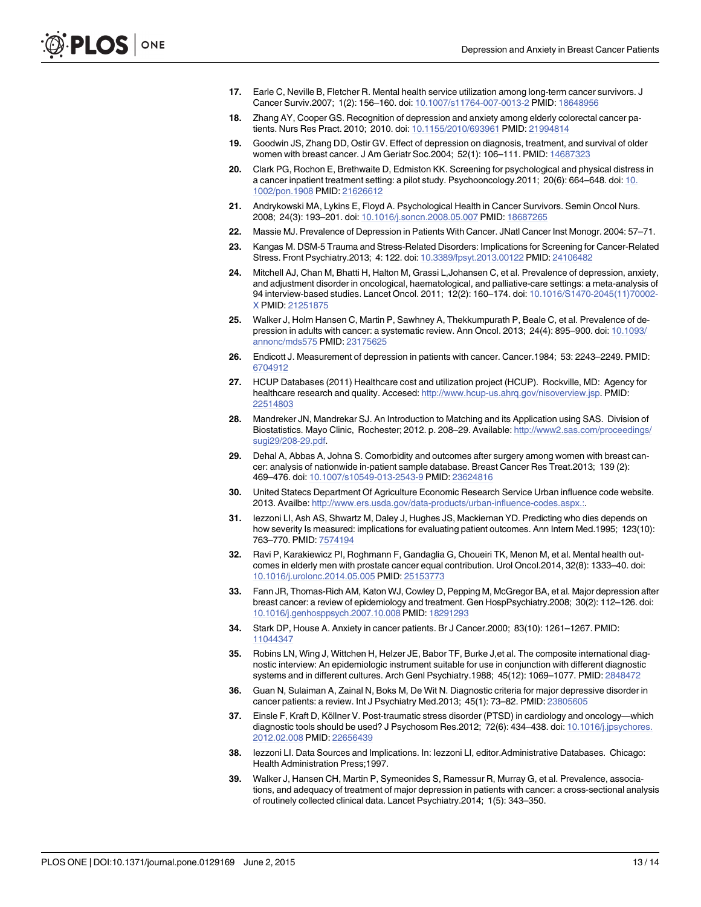17. Earle C, Neville B, Fletcher R. Mental health service utilization among long-term cancer survivors. J Cancer Surviv.2007; 1(2): 156–160. doi: 10.1007/s11764-007-0013-2 PMID: 18648956

18. Zhang AY, Cooper GS. Recognition of depression and anxiety among elderly colorectal cancer patients. Nurs Res Pract. 2010; 2010. doi: 10.1155/2010/693961 PMID: 21994814

19. Goodwin JS, Zhang DD, Ostir GV. Effect of depression on diagnosis, treatment, and survival of older women with breast cancer. J Am Geriatr Soc.2004; 52(1): 106–111. PMID: 14687323

20. Clark PG, Rochon E, Brethwaite D, Edmiston KK. Screening for psychological and physical distress in a cancer inpatient treatment setting: a pilot study. Psychooncology.2011; 20(6): 664–648. doi: 10.1002/pon.1908 PMID: 21626612

21. Andrykowski MA, Lykins E, Floyd A. Psychological Health in Cancer Survivors. Semin Oncol Nurs. 2008; 24(3): 193–201. doi: 10.1016/j.soncn.2008.05.007 PMID: 18687265

22. Massie MJ. Prevalence of Depression in Patients With Cancer. JNatl Cancer Inst Monogr. 2004: 57–71.

23. Kangas M. DSM-5 Trauma and Stress-Related Disorders: Implications for Screening for Cancer-Related Stress. Front Psychiatry.2013; 4: 122. doi: 10.3389/fpsyt.2013.00122 PMID: 24106482

24. Mitchell AJ, Chan M, Bhatti H, Halton M, Grassi L,Johansen C, et al. Prevalence of depression, anxiety, and adjustment disorder in oncological, haematological, and palliative-care settings: a meta-analysis of 94 interview-based studies. Lancet Oncol. 2011; 12(2): 160–174. doi: 10.1016/S1470-2045(11)70002-X PMID: 21251875

25. Walker J, Holm Hansen C, Martin P, Sawhney A, Thekkumpurath P, Beale C, et al. Prevalence of depression in adults with cancer: a systematic review. Ann Oncol. 2013; 24(4): 895–900. doi: 10.1093/annonc/mds575 PMID: 23175625

26. Endicott J. Measurement of depression in patients with cancer. Cancer.1984; 53: 2243–2249. PMID: 6704912

27. HCUP Databases (2011) Healthcare cost and utilization project (HCUP). Rockville, MD: Agency for healthcare research and quality. Accesed: http://www.hcup-us.ahrq.gov/nisoverview.jsp. PMID: 22514803

28. Mandreker JN, Mandrekar SJ. An Introduction to Matching and its Application using SAS. Division of Biostatistics. Mayo Clinic, Rochester; 2012. p. 208–29. Available: http://www2.sas.com/proceedings/sugi29/208-29.pdf.

29. Dehal A, Abbas A, Johna S. Comorbidity and outcomes after surgery among women with breast cancer: analysis of nationwide in-patient sample database. Breast Cancer Res Treat.2013; 139 (2): 469–476. doi: 10.1007/s10549-013-2543-9 PMID: 23624816

30. United Statecs Department Of Agriculture Economic Research Service Urban influence code website. 2013. Availbe: http://www.ers.usda.gov/data-products/urban-influence-codes.aspx.:.

31. Iezzoni LI, Ash AS, Shwartz M, Daley J, Hughes JS, Mackiernan YD. Predicting who dies depends on how severity Is measured: implications for evaluating patient outcomes. Ann Intern Med.1995; 123(10): 763–770. PMID: 7574194

32. Ravi P, Karakiewicz PI, Roghmann F, Gandaglia G, Choueiri TK, Menon M, et al. Mental health outcomes in elderly men with prostate cancer equal contribution. Urol Oncol.2014, 32(8): 1333–40. doi: 10.1016/j.urolonc.2014.05.005 PMID: 25153773

33. Fann JR, Thomas-Rich AM, Katon WJ, Cowley D, Pepping M, McGregor BA, et al. Major depression after breast cancer: a review of epidemiology and treatment. Gen HospPsychiatry.2008; 30(2): 112–126. doi: 10.1016/j.genhosppsych.2007.10.008 PMID: 18291293

34. Stark DP, House A. Anxiety in cancer patients. Br J Cancer.2000; 83(10): 1261–1267. PMID: 11044347

35. Robins LN, Wing J, Wittchen H, Helzer JE, Babor TF, Burke J,et al. The composite international diagnostic interview: An epidemiologic instrument suitable for use in conjunction with different diagnostic systems and in different cultures. Arch Genl Psychiatry.1988; 45(12): 1069–1077. PMID: 2848472

36. Guan N, Sulaiman A, Zainal N, Boks M, De Wit N. Diagnostic criteria for major depressive disorder in cancer patients: a review. Int J Psychiatry Med.2013; 45(1): 73–82. PMID: 23805605

37. Einsle F, Kraft D, Köllner V. Post-traumatic stress disorder (PTSD) in cardiology and oncology—which diagnostic tools should be used? J Psychosom Res.2012; 72(6): 434–438. doi: 10.1016/j.jpsychores.2012.02.008 PMID: 22656439

38. Iezzoni LI. Data Sources and Implications. In: Iezzoni LI, editor.Administrative Databases. Chicago: Health Administration Press;1997.

39. Walker J, Hansen CH, Martin P, Symeonides S, Ramessur R, Murray G, et al. Prevalence, associations, and adequacy of treatment of major depression in patients with cancer: a cross-sectional analysis of routinely collected clinical data. Lancet Psychiatry.2014; 1(5): 343–350.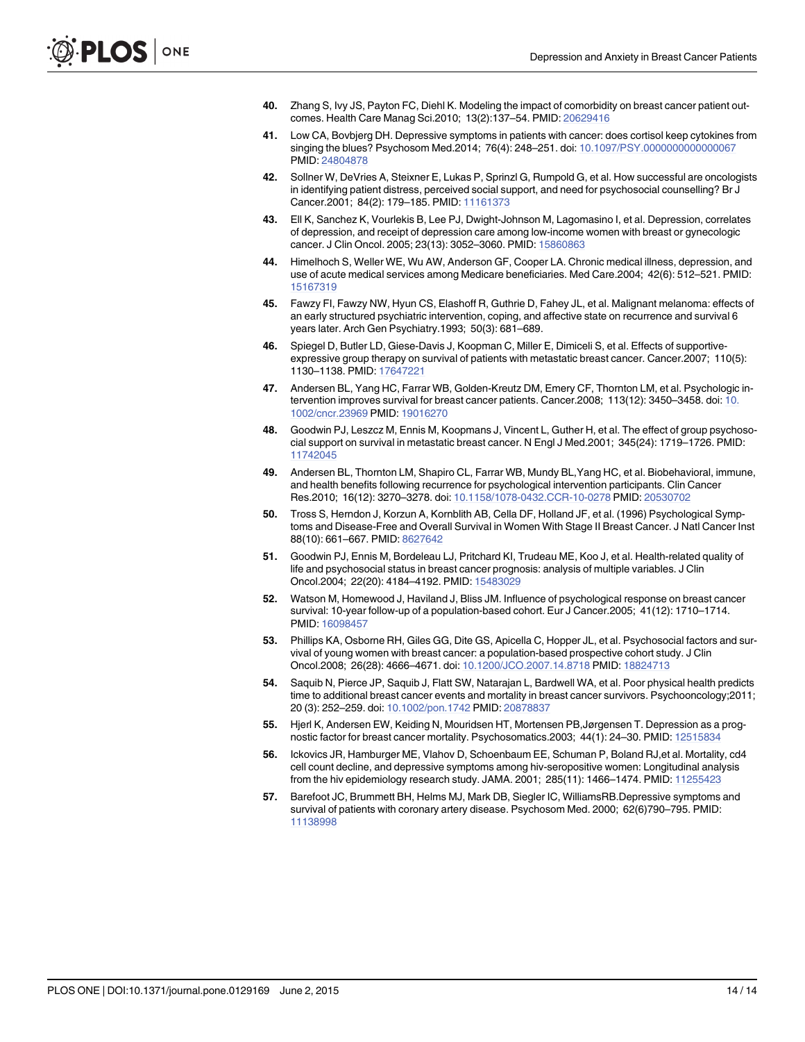40. Zhang S, Ivy JS, Payton FC, Diehl K. Modeling the impact of comorbidity on breast cancer patient outcomes. Health Care Manag Sci.2010; 13(2):137–54. PMID: 20629416

41. Low CA, Bovbjerg DH. Depressive symptoms in patients with cancer: does cortisol keep cytokines from singing the blues? Psychosom Med.2014; 76(4): 248–251. doi: 10.1097/PSY.0000000000000067 PMID: 24804878

42. Sollner W, DeVries A, Steixner E, Lukas P, Sprinzl G, Rumpold G, et al. How successful are oncologists in identifying patient distress, perceived social support, and need for psychosocial counselling? Br J Cancer.2001; 84(2): 179–185. PMID: 11161373

43. Ell K, Sanchez K, Vourlekis B, Lee PJ, Dwight-Johnson M, Lagomasino I, et al. Depression, correlates of depression, and receipt of depression care among low-income women with breast or gynecologic cancer. J Clin Oncol. 2005; 23(13): 3052–3060. PMID: 15860863

44. Himelhoch S, Weller WE, Wu AW, Anderson GF, Cooper LA. Chronic medical illness, depression, and use of acute medical services among Medicare beneficiaries. Med Care.2004; 42(6): 512–521. PMID: 15167319

45. Fawzy FI, Fawzy NW, Hyun CS, Elashoff R, Guthrie D, Fahey JL, et al. Malignant melanoma: effects of an early structured psychiatric intervention, coping, and affective state on recurrence and survival 6 years later. Arch Gen Psychiatry.1993; 50(3): 681–689.

46. Spiegel D, Butler LD, Giese-Davis J, Koopman C, Miller E, Dimiceli S, et al. Effects of supportive-expressive group therapy on survival of patients with metastatic breast cancer. Cancer.2007; 110(5): 1130–1138. PMID: 17647221

47. Andersen BL, Yang HC, Farrar WB, Golden-Kreutz DM, Emery CF, Thornton LM, et al. Psychologic intervention improves survival for breast cancer patients. Cancer.2008; 113(12): 3450–3458. doi: 10.1002/cncr.23969 PMID: 19016270

48. Goodwin PJ, Leszcz M, Ennis M, Koopmans J, Vincent L, Guther H, et al. The effect of group psychosocial support on survival in metastatic breast cancer. N Engl J Med.2001; 345(24): 1719–1726. PMID: 11742045

49. Andersen BL, Thornton LM, Shapiro CL, Farrar WB, Mundy BL,Yang HC, et al. Biobehavioral, immune, and health benefits following recurrence for psychological intervention participants. Clin Cancer Res.2010; 16(12): 3270–3278. doi: 10.1158/1078-0432.CCR-10-0278 PMID: 20530702

50. Tross S, Herndon J, Korzun A, Kornblith AB, Cella DF, Holland JF, et al. (1996) Psychological Symptoms and Disease-Free and Overall Survival in Women With Stage II Breast Cancer. J Natl Cancer Inst 88(10): 661–667. PMID: 8627642

51. Goodwin PJ, Ennis M, Bordeleau LJ, Pritchard KI, Trudeau ME, Koo J, et al. Health-related quality of life and psychosocial status in breast cancer prognosis: analysis of multiple variables. J Clin Oncol.2004; 22(20): 4184–4192. PMID: 15483029

52. Watson M, Homewood J, Haviland J, Bliss JM. Influence of psychological response on breast cancer survival: 10-year follow-up of a population-based cohort. Eur J Cancer.2005; 41(12): 1710–1714. PMID: 16098457

53. Phillips KA, Osborne RH, Giles GG, Dite GS, Apicella C, Hopper JL, et al. Psychosocial factors and survival of young women with breast cancer: a population-based prospective cohort study. J Clin Oncol.2008; 26(28): 4666–4671. doi: 10.1200/JCO.2007.14.8718 PMID: 18824713

54. Saquib N, Pierce JP, Saquib J, Flatt SW, Natarajan L, Bardwell WA, et al. Poor physical health predicts time to additional breast cancer events and mortality in breast cancer survivors. Psychooncology;2011; 20 (3): 252–259. doi: 10.1002/pon.1742 PMID: 20878837

55. Hjerl K, Andersen EW, Keiding N, Mouridsen HT, Mortensen PB,Jørgensen T. Depression as a prognostic factor for breast cancer mortality. Psychosomatics.2003; 44(1): 24–30. PMID: 12515834

56. Ickovics JR, Hamburger ME, Vlahov D, Schoenbaum EE, Schuman P, Boland RJ,et al. Mortality, cd4 cell count decline, and depressive symptoms among hiv-seropositive women: Longitudinal analysis from the hiv epidemiology research study. JAMA. 2001; 285(11): 1466–1474. PMID: 11255423

57. Barefoot JC, Brummett BH, Helms MJ, Mark DB, Siegler IC, WilliamsRB.Depressive symptoms and survival of patients with coronary artery disease. Psychosom Med. 2000; 62(6)790–795. PMID: 11138998